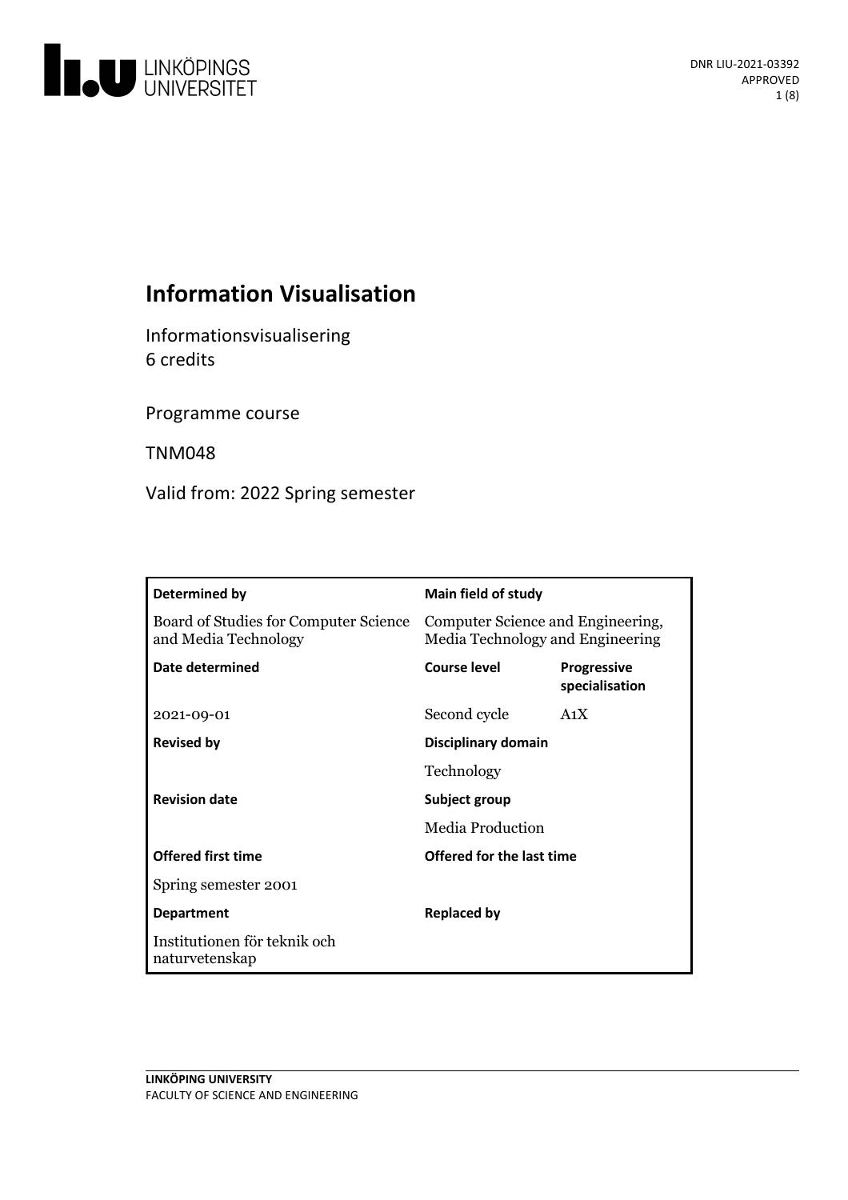DNR LIU-2021-03392
APPROVED

# Information Visualisation

Informationsvisualisering
6 credits

Programme course

TNM048

Valid from: 2022 Spring semester

| **Determined by** | **Main field of study** | |
|---|---|---|
| Board of Studies for Computer Science and Media Technology | Computer Science and Engineering, Media Technology and Engineering | |
| **Date determined** | **Course level** | **Progressive specialisation** |
| 2021-09-01 | Second cycle | A1X |
| **Revised by** | **Disciplinary domain** | |
| | Technology | |
| **Revision date** | **Subject group** | |
| | Media Production | |
| **Offered first time** | **Offered for the last time** | |
| Spring semester 2001 | | |
| **Department** | **Replaced by** | |
| Institutionen för teknik och naturvetenskap | | |

**LINKÖPING UNIVERSITY**
FACULTY OF SCIENCE AND ENGINEERING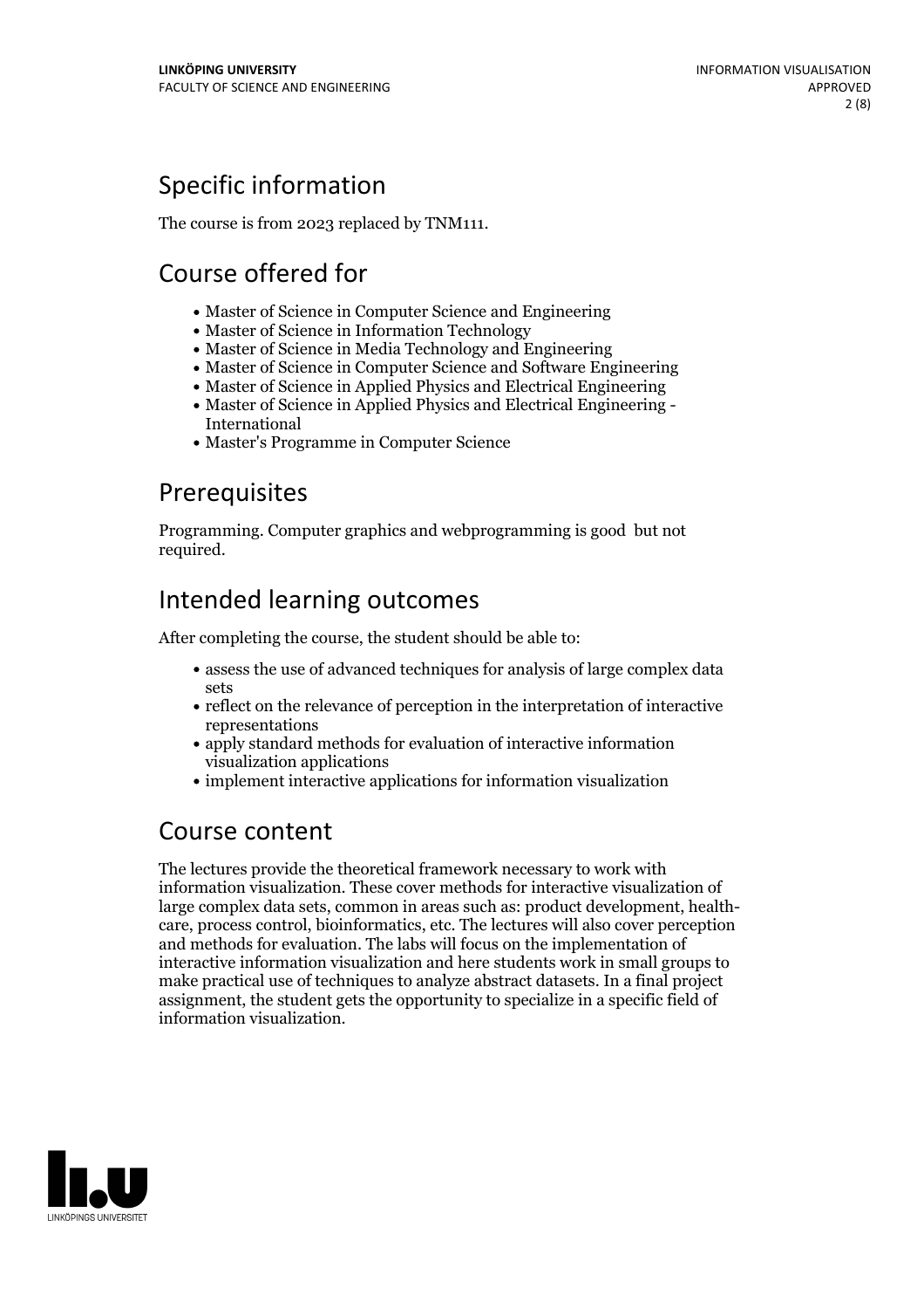## Specific information

The course is from 2023 replaced by TNM111.

## Course offered for

- Master of Science in Computer Science and Engineering
- Master of Science in Information Technology
- Master of Science in Media Technology and Engineering
- Master of Science in Computer Science and Software Engineering
- Master of Science in Applied Physics and Electrical Engineering
- Master of Science in Applied Physics and Electrical Engineering - International
- Master's Programme in Computer Science

## Prerequisites

Programming. Computer graphics and webprogramming is good but not required.

## Intended learning outcomes

After completing the course, the student should be able to:

- assess the use of advanced techniques for analysis of large complex data sets
- reflect on the relevance of perception in the interpretation of interactive representations
- apply standard methods for evaluation of interactive information visualization applications
- implement interactive applications for information visualization

## Course content

The lectures provide the theoretical framework necessary to work with information visualization. These cover methods for interactive visualization of large complex data sets, common in areas such as: product development, health-care, process control, bioinformatics, etc. The lectures will also cover perception and methods for evaluation. The labs will focus on the implementation of interactive information visualization and here students work in small groups to make practical use of techniques to analyze abstract datasets. In a final project assignment, the student gets the opportunity to specialize in a specific field of information visualization.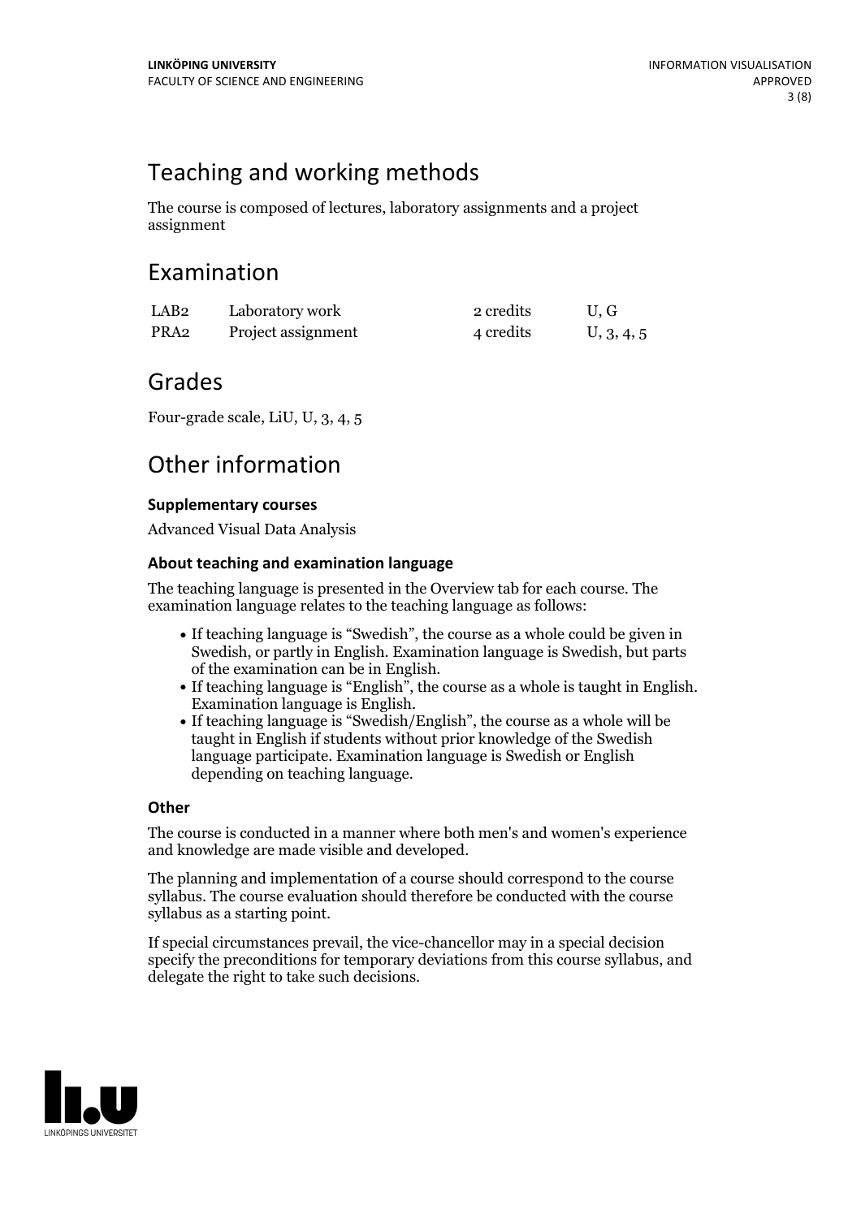## Teaching and working methods

The course is composed of lectures, laboratory assignments and a project assignment

## Examination

| | | | |
|---|---|---|---|
| LAB2 | Laboratory work | 2 credits | U, G |
| PRA2 | Project assignment | 4 credits | U, 3, 4, 5 |

## Grades

Four-grade scale, LiU, U, 3, 4, 5

## Other information

### Supplementary courses

Advanced Visual Data Analysis

### About teaching and examination language

The teaching language is presented in the Overview tab for each course. The examination language relates to the teaching language as follows:

- If teaching language is "Swedish", the course as a whole could be given in Swedish, or partly in English. Examination language is Swedish, but parts of the examination can be in English.
- If teaching language is "English", the course as a whole is taught in English. Examination language is English.
- If teaching language is "Swedish/English", the course as a whole will be taught in English if students without prior knowledge of the Swedish language participate. Examination language is Swedish or English depending on teaching language.

### Other

The course is conducted in a manner where both men's and women's experience and knowledge are made visible and developed.

The planning and implementation of a course should correspond to the course syllabus. The course evaluation should therefore be conducted with the course syllabus as a starting point.

If special circumstances prevail, the vice-chancellor may in a special decision specify the preconditions for temporary deviations from this course syllabus, and delegate the right to take such decisions.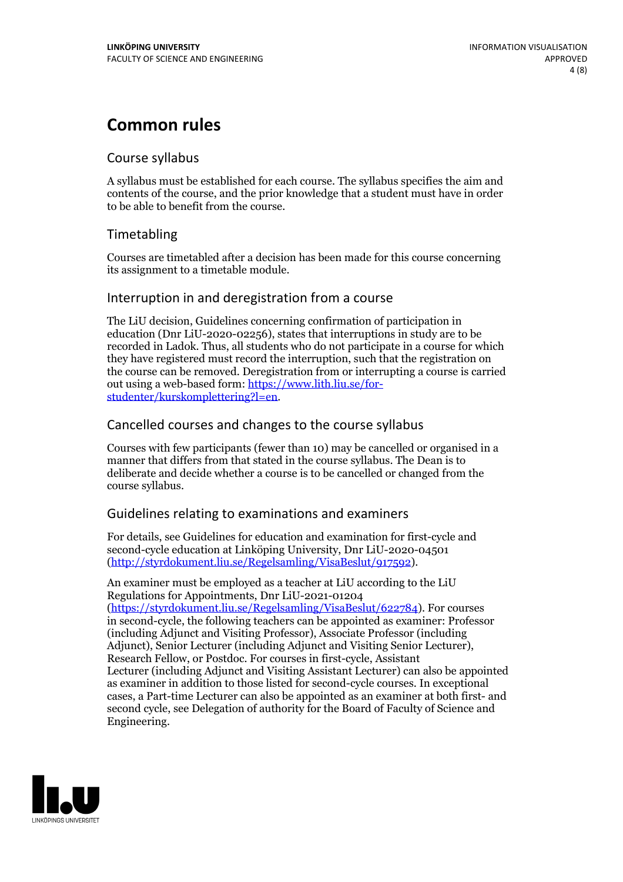# Common rules

## Course syllabus

A syllabus must be established for each course. The syllabus specifies the aim and contents of the course, and the prior knowledge that a student must have in order to be able to benefit from the course.

## Timetabling

Courses are timetabled after a decision has been made for this course concerning its assignment to a timetable module.

## Interruption in and deregistration from a course

The LiU decision, Guidelines concerning confirmation of participation in education (Dnr LiU-2020-02256), states that interruptions in study are to be recorded in Ladok. Thus, all students who do not participate in a course for which they have registered must record the interruption, such that the registration on the course can be removed. Deregistration from or interrupting a course is carried out using a web-based form: [https://www.lith.liu.se/for-studenter/kurskomplettering?l=en](https://www.lith.liu.se/for-studenter/kurskomplettering?l=en).

## Cancelled courses and changes to the course syllabus

Courses with few participants (fewer than 10) may be cancelled or organised in a manner that differs from that stated in the course syllabus. The Dean is to deliberate and decide whether a course is to be cancelled or changed from the course syllabus.

## Guidelines relating to examinations and examiners

For details, see Guidelines for education and examination for first-cycle and second-cycle education at Linköping University, Dnr LiU-2020-04501 ([http://styrdokument.liu.se/Regelsamling/VisaBeslut/917592](http://styrdokument.liu.se/Regelsamling/VisaBeslut/917592)).

An examiner must be employed as a teacher at LiU according to the LiU Regulations for Appointments, Dnr LiU-2021-01204 ([https://styrdokument.liu.se/Regelsamling/VisaBeslut/622784](https://styrdokument.liu.se/Regelsamling/VisaBeslut/622784)). For courses in second-cycle, the following teachers can be appointed as examiner: Professor (including Adjunct and Visiting Professor), Associate Professor (including Adjunct), Senior Lecturer (including Adjunct and Visiting Senior Lecturer), Research Fellow, or Postdoc. For courses in first-cycle, Assistant Lecturer (including Adjunct and Visiting Assistant Lecturer) can also be appointed as examiner in addition to those listed for second-cycle courses. In exceptional cases, a Part-time Lecturer can also be appointed as an examiner at both first- and second cycle, see Delegation of authority for the Board of Faculty of Science and Engineering.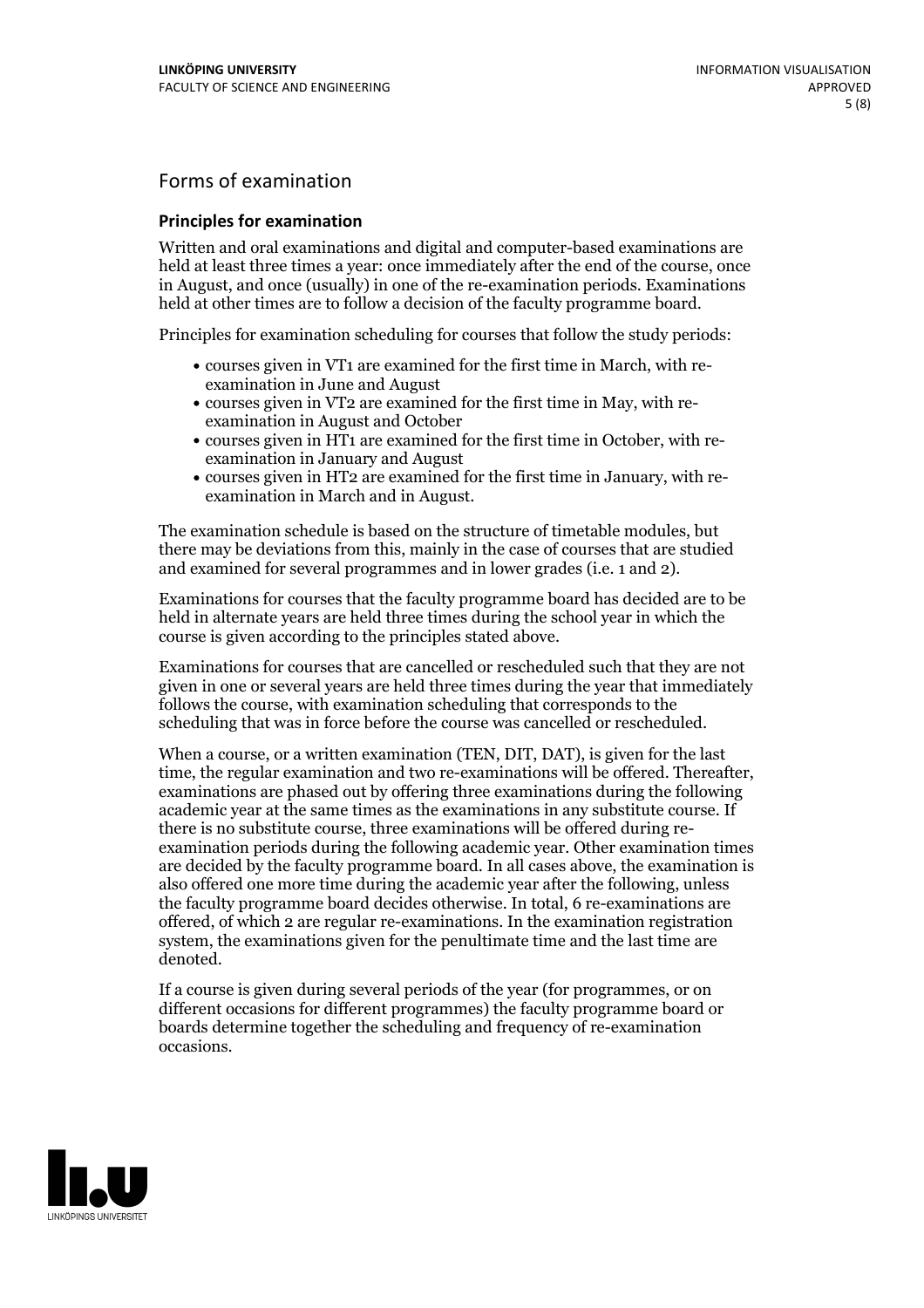## Forms of examination

### Principles for examination

Written and oral examinations and digital and computer-based examinations are held at least three times a year: once immediately after the end of the course, once in August, and once (usually) in one of the re-examination periods. Examinations held at other times are to follow a decision of the faculty programme board.

Principles for examination scheduling for courses that follow the study periods:

- courses given in VT1 are examined for the first time in March, with re-examination in June and August
- courses given in VT2 are examined for the first time in May, with re-examination in August and October
- courses given in HT1 are examined for the first time in October, with re-examination in January and August
- courses given in HT2 are examined for the first time in January, with re-examination in March and in August.

The examination schedule is based on the structure of timetable modules, but there may be deviations from this, mainly in the case of courses that are studied and examined for several programmes and in lower grades (i.e. 1 and 2).

Examinations for courses that the faculty programme board has decided are to be held in alternate years are held three times during the school year in which the course is given according to the principles stated above.

Examinations for courses that are cancelled or rescheduled such that they are not given in one or several years are held three times during the year that immediately follows the course, with examination scheduling that corresponds to the scheduling that was in force before the course was cancelled or rescheduled.

When a course, or a written examination (TEN, DIT, DAT), is given for the last time, the regular examination and two re-examinations will be offered. Thereafter, examinations are phased out by offering three examinations during the following academic year at the same times as the examinations in any substitute course. If there is no substitute course, three examinations will be offered during re-examination periods during the following academic year. Other examination times are decided by the faculty programme board. In all cases above, the examination is also offered one more time during the academic year after the following, unless the faculty programme board decides otherwise. In total, 6 re-examinations are offered, of which 2 are regular re-examinations. In the examination registration system, the examinations given for the penultimate time and the last time are denoted.

If a course is given during several periods of the year (for programmes, or on different occasions for different programmes) the faculty programme board or boards determine together the scheduling and frequency of re-examination occasions.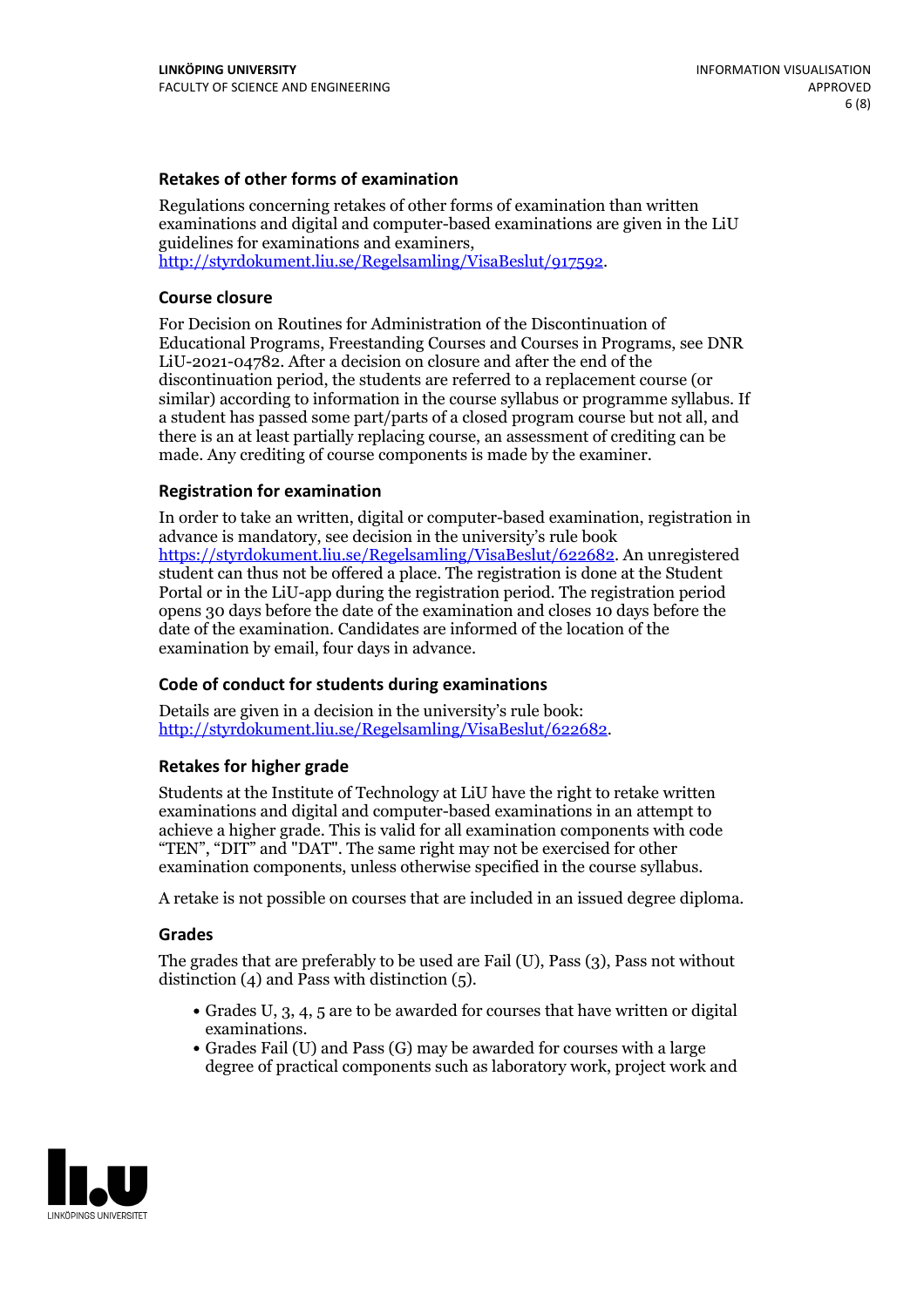### Retakes of other forms of examination

Regulations concerning retakes of other forms of examination than written examinations and digital and computer-based examinations are given in the LiU guidelines for examinations and examiners, http://styrdokument.liu.se/Regelsamling/VisaBeslut/917592.

### Course closure

For Decision on Routines for Administration of the Discontinuation of Educational Programs, Freestanding Courses and Courses in Programs, see DNR LiU-2021-04782. After a decision on closure and after the end of the discontinuation period, the students are referred to a replacement course (or similar) according to information in the course syllabus or programme syllabus. If a student has passed some part/parts of a closed program course but not all, and there is an at least partially replacing course, an assessment of crediting can be made. Any crediting of course components is made by the examiner.

### Registration for examination

In order to take an written, digital or computer-based examination, registration in advance is mandatory, see decision in the university's rule book https://styrdokument.liu.se/Regelsamling/VisaBeslut/622682. An unregistered student can thus not be offered a place. The registration is done at the Student Portal or in the LiU-app during the registration period. The registration period opens 30 days before the date of the examination and closes 10 days before the date of the examination. Candidates are informed of the location of the examination by email, four days in advance.

### Code of conduct for students during examinations

Details are given in a decision in the university's rule book: http://styrdokument.liu.se/Regelsamling/VisaBeslut/622682.

### Retakes for higher grade

Students at the Institute of Technology at LiU have the right to retake written examinations and digital and computer-based examinations in an attempt to achieve a higher grade. This is valid for all examination components with code "TEN", "DIT" and "DAT". The same right may not be exercised for other examination components, unless otherwise specified in the course syllabus.

A retake is not possible on courses that are included in an issued degree diploma.

### Grades

The grades that are preferably to be used are Fail (U), Pass (3), Pass not without distinction (4) and Pass with distinction (5).

- Grades U, 3, 4, 5 are to be awarded for courses that have written or digital examinations.
- Grades Fail (U) and Pass (G) may be awarded for courses with a large degree of practical components such as laboratory work, project work and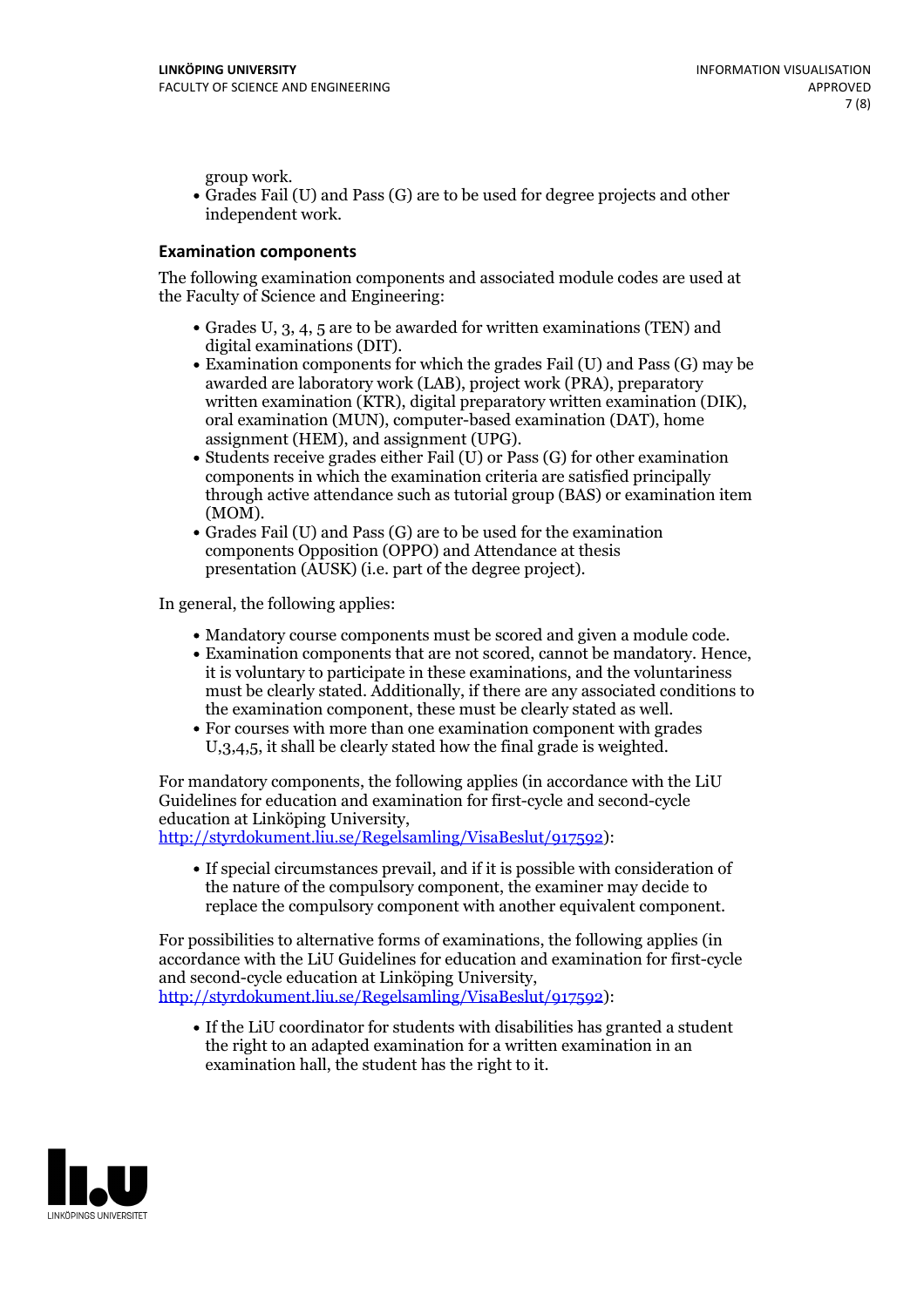group work.

- Grades Fail (U) and Pass (G) are to be used for degree projects and other independent work.

### Examination components

The following examination components and associated module codes are used at the Faculty of Science and Engineering:

- Grades U, 3, 4, 5 are to be awarded for written examinations (TEN) and digital examinations (DIT).
- Examination components for which the grades Fail (U) and Pass (G) may be awarded are laboratory work (LAB), project work (PRA), preparatory written examination (KTR), digital preparatory written examination (DIK), oral examination (MUN), computer-based examination (DAT), home assignment (HEM), and assignment (UPG).
- Students receive grades either Fail (U) or Pass (G) for other examination components in which the examination criteria are satisfied principally through active attendance such as tutorial group (BAS) or examination item (MOM).
- Grades Fail (U) and Pass (G) are to be used for the examination components Opposition (OPPO) and Attendance at thesis presentation (AUSK) (i.e. part of the degree project).

In general, the following applies:

- Mandatory course components must be scored and given a module code.
- Examination components that are not scored, cannot be mandatory. Hence, it is voluntary to participate in these examinations, and the voluntariness must be clearly stated. Additionally, if there are any associated conditions to the examination component, these must be clearly stated as well.
- For courses with more than one examination component with grades U,3,4,5, it shall be clearly stated how the final grade is weighted.

For mandatory components, the following applies (in accordance with the LiU Guidelines for education and examination for first-cycle and second-cycle education at Linköping University, http://styrdokument.liu.se/Regelsamling/VisaBeslut/917592):

- If special circumstances prevail, and if it is possible with consideration of the nature of the compulsory component, the examiner may decide to replace the compulsory component with another equivalent component.

For possibilities to alternative forms of examinations, the following applies (in accordance with the LiU Guidelines for education and examination for first-cycle and second-cycle education at Linköping University, http://styrdokument.liu.se/Regelsamling/VisaBeslut/917592):

- If the LiU coordinator for students with disabilities has granted a student the right to an adapted examination for a written examination in an examination hall, the student has the right to it.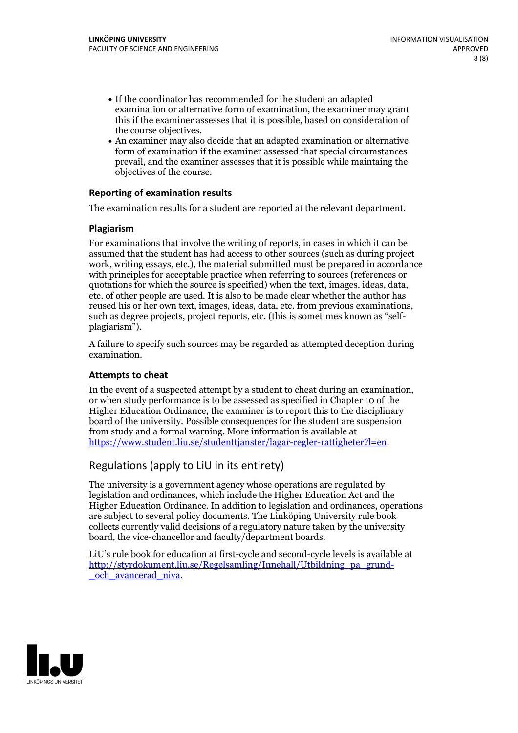- If the coordinator has recommended for the student an adapted examination or alternative form of examination, the examiner may grant this if the examiner assesses that it is possible, based on consideration of the course objectives.
- An examiner may also decide that an adapted examination or alternative form of examination if the examiner assessed that special circumstances prevail, and the examiner assesses that it is possible while maintaing the objectives of the course.

### Reporting of examination results

The examination results for a student are reported at the relevant department.

### Plagiarism

For examinations that involve the writing of reports, in cases in which it can be assumed that the student has had access to other sources (such as during project work, writing essays, etc.), the material submitted must be prepared in accordance with principles for acceptable practice when referring to sources (references or quotations for which the source is specified) when the text, images, ideas, data, etc. of other people are used. It is also to be made clear whether the author has reused his or her own text, images, ideas, data, etc. from previous examinations, such as degree projects, project reports, etc. (this is sometimes known as "self-plagiarism").

A failure to specify such sources may be regarded as attempted deception during examination.

### Attempts to cheat

In the event of a suspected attempt by a student to cheat during an examination, or when study performance is to be assessed as specified in Chapter 10 of the Higher Education Ordinance, the examiner is to report this to the disciplinary board of the university. Possible consequences for the student are suspension from study and a formal warning. More information is available at https://www.student.liu.se/studenttjanster/lagar-regler-rattigheter?l=en.

## Regulations (apply to LiU in its entirety)

The university is a government agency whose operations are regulated by legislation and ordinances, which include the Higher Education Act and the Higher Education Ordinance. In addition to legislation and ordinances, operations are subject to several policy documents. The Linköping University rule book collects currently valid decisions of a regulatory nature taken by the university board, the vice-chancellor and faculty/department boards.

LiU's rule book for education at first-cycle and second-cycle levels is available at http://styrdokument.liu.se/Regelsamling/Innehall/Utbildning_pa_grund-_och_avancerad_niva.